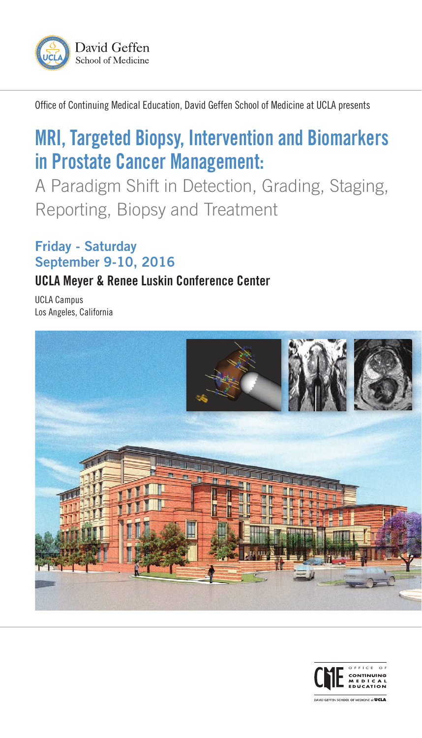David Geffen School of Medicine

Office of Continuing Medical Education, David Geffen School of Medicine at UCLA presents

# MRI, Targeted Biopsy, Intervention and Biomarkers in Prostate Cancer Management:

## A Paradigm Shift in Detection, Grading, Staging, Reporting, Biopsy and Treatment

**Friday - Saturday**
**September 9-10, 2016**

**UCLA Meyer & Renee Luskin Conference Center**

UCLA Campus
Los Angeles, California

OFFICE OF CONTINUING MEDICAL EDUCATION
DAVID GEFFEN SCHOOL OF MEDICINE at UCLA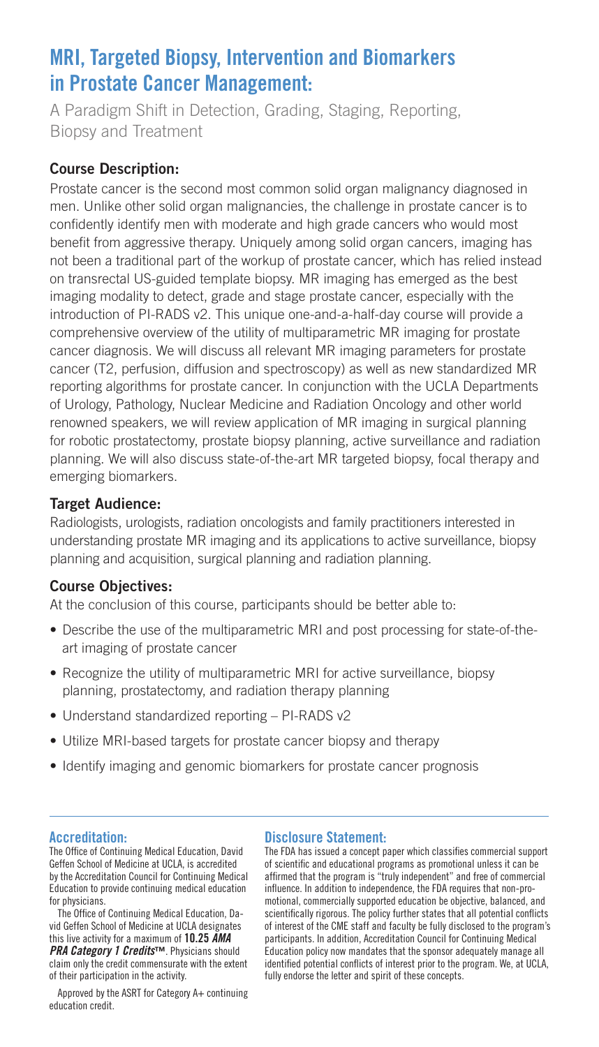# MRI, Targeted Biopsy, Intervention and Biomarkers in Prostate Cancer Management:

A Paradigm Shift in Detection, Grading, Staging, Reporting, Biopsy and Treatment

## Course Description:

Prostate cancer is the second most common solid organ malignancy diagnosed in men. Unlike other solid organ malignancies, the challenge in prostate cancer is to confidently identify men with moderate and high grade cancers who would most benefit from aggressive therapy. Uniquely among solid organ cancers, imaging has not been a traditional part of the workup of prostate cancer, which has relied instead on transrectal US-guided template biopsy. MR imaging has emerged as the best imaging modality to detect, grade and stage prostate cancer, especially with the introduction of PI-RADS v2. This unique one-and-a-half-day course will provide a comprehensive overview of the utility of multiparametric MR imaging for prostate cancer diagnosis. We will discuss all relevant MR imaging parameters for prostate cancer (T2, perfusion, diffusion and spectroscopy) as well as new standardized MR reporting algorithms for prostate cancer. In conjunction with the UCLA Departments of Urology, Pathology, Nuclear Medicine and Radiation Oncology and other world renowned speakers, we will review application of MR imaging in surgical planning for robotic prostatectomy, prostate biopsy planning, active surveillance and radiation planning. We will also discuss state-of-the-art MR targeted biopsy, focal therapy and emerging biomarkers.

## Target Audience:

Radiologists, urologists, radiation oncologists and family practitioners interested in understanding prostate MR imaging and its applications to active surveillance, biopsy planning and acquisition, surgical planning and radiation planning.

## Course Objectives:

At the conclusion of this course, participants should be better able to:

- Describe the use of the multiparametric MRI and post processing for state-of-the-art imaging of prostate cancer
- Recognize the utility of multiparametric MRI for active surveillance, biopsy planning, prostatectomy, and radiation therapy planning
- Understand standardized reporting – PI-RADS v2
- Utilize MRI-based targets for prostate cancer biopsy and therapy
- Identify imaging and genomic biomarkers for prostate cancer prognosis

### Accreditation:

The Office of Continuing Medical Education, David Geffen School of Medicine at UCLA, is accredited by the Accreditation Council for Continuing Medical Education to provide continuing medical education for physicians.

The Office of Continuing Medical Education, David Geffen School of Medicine at UCLA designates this live activity for a maximum of **10.25 *AMA PRA Category 1 Credits*™**. Physicians should claim only the credit commensurate with the extent of their participation in the activity.

Approved by the ASRT for Category A+ continuing education credit.

### Disclosure Statement:

The FDA has issued a concept paper which classifies commercial support of scientific and educational programs as promotional unless it can be affirmed that the program is "truly independent" and free of commercial influence. In addition to independence, the FDA requires that non-promotional, commercially supported education be objective, balanced, and scientifically rigorous. The policy further states that all potential conflicts of interest of the CME staff and faculty be fully disclosed to the program's participants. In addition, Accreditation Council for Continuing Medical Education policy now mandates that the sponsor adequately manage all identified potential conflicts of interest prior to the program. We, at UCLA, fully endorse the letter and spirit of these concepts.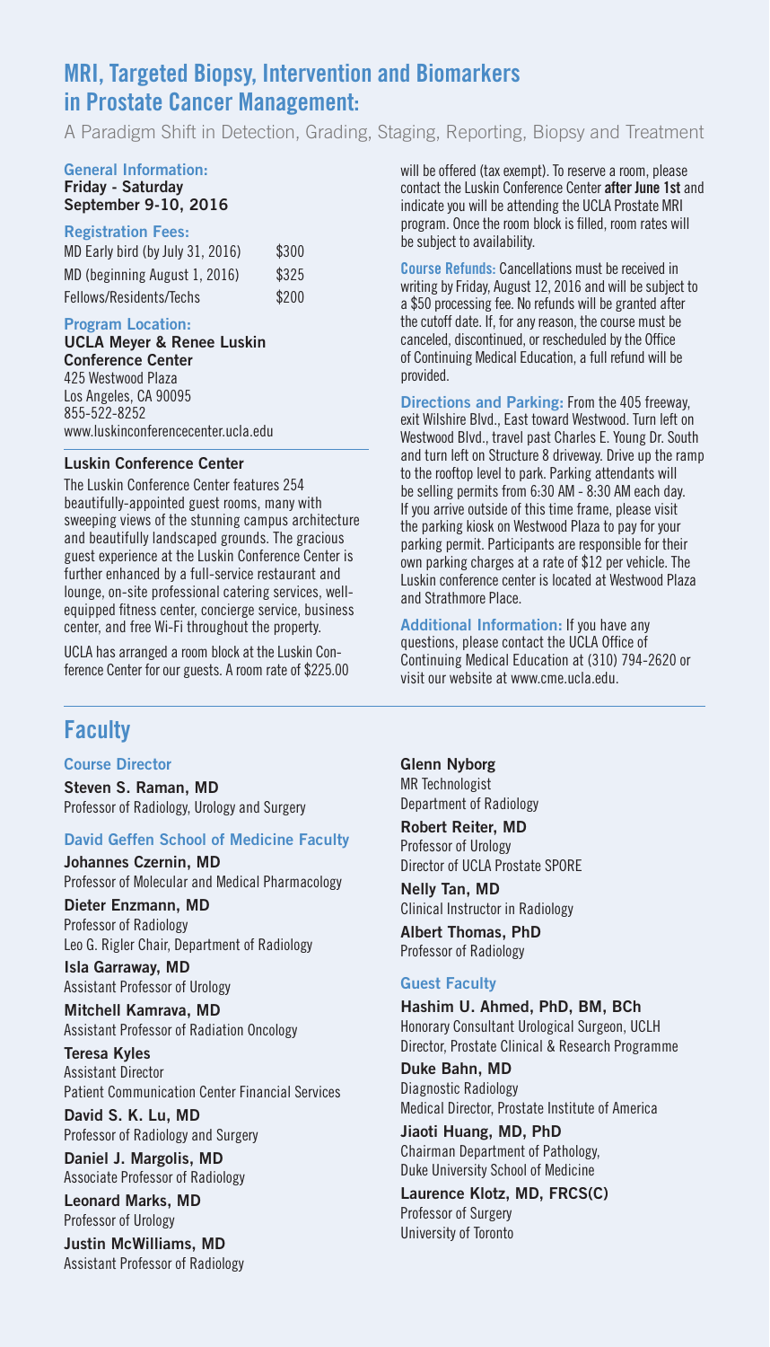# MRI, Targeted Biopsy, Intervention and Biomarkers in Prostate Cancer Management:

A Paradigm Shift in Detection, Grading, Staging, Reporting, Biopsy and Treatment

### General Information:

**Friday - Saturday**
**September 9-10, 2016**

### Registration Fees:

| | |
|---|---|
| MD Early bird (by July 31, 2016) | $300 |
| MD (beginning August 1, 2016) | $325 |
| Fellows/Residents/Techs | $200 |

### Program Location:

**UCLA Meyer & Renee Luskin Conference Center**
425 Westwood Plaza
Los Angeles, CA 90095
855-522-8252
www.luskinconferencecenter.ucla.edu

### Luskin Conference Center

The Luskin Conference Center features 254 beautifully-appointed guest rooms, many with sweeping views of the stunning campus architecture and beautifully landscaped grounds. The gracious guest experience at the Luskin Conference Center is further enhanced by a full-service restaurant and lounge, on-site professional catering services, well-equipped fitness center, concierge service, business center, and free Wi-Fi throughout the property.

UCLA has arranged a room block at the Luskin Conference Center for our guests. A room rate of $225.00 will be offered (tax exempt). To reserve a room, please contact the Luskin Conference Center **after June 1st** and indicate you will be attending the UCLA Prostate MRI program. Once the room block is filled, room rates will be subject to availability.

**Course Refunds:** Cancellations must be received in writing by Friday, August 12, 2016 and will be subject to a $50 processing fee. No refunds will be granted after the cutoff date. If, for any reason, the course must be canceled, discontinued, or rescheduled by the Office of Continuing Medical Education, a full refund will be provided.

**Directions and Parking:** From the 405 freeway, exit Wilshire Blvd., East toward Westwood. Turn left on Westwood Blvd., travel past Charles E. Young Dr. South and turn left on Structure 8 driveway. Drive up the ramp to the rooftop level to park. Parking attendants will be selling permits from 6:30 AM - 8:30 AM each day. If you arrive outside of this time frame, please visit the parking kiosk on Westwood Plaza to pay for your parking permit. Participants are responsible for their own parking charges at a rate of $12 per vehicle. The Luskin conference center is located at Westwood Plaza and Strathmore Place.

**Additional Information:** If you have any questions, please contact the UCLA Office of Continuing Medical Education at (310) 794-2620 or visit our website at www.cme.ucla.edu.

## Faculty

### Course Director

**Steven S. Raman, MD**
Professor of Radiology, Urology and Surgery

### David Geffen School of Medicine Faculty

**Johannes Czernin, MD**
Professor of Molecular and Medical Pharmacology

**Dieter Enzmann, MD**
Professor of Radiology
Leo G. Rigler Chair, Department of Radiology

**Isla Garraway, MD**
Assistant Professor of Urology

**Mitchell Kamrava, MD**
Assistant Professor of Radiation Oncology

**Teresa Kyles**
Assistant Director
Patient Communication Center Financial Services

**David S. K. Lu, MD**
Professor of Radiology and Surgery

**Daniel J. Margolis, MD**
Associate Professor of Radiology

**Leonard Marks, MD**
Professor of Urology

**Justin McWilliams, MD**
Assistant Professor of Radiology

**Glenn Nyborg**
MR Technologist
Department of Radiology

**Robert Reiter, MD**
Professor of Urology
Director of UCLA Prostate SPORE

**Nelly Tan, MD**
Clinical Instructor in Radiology

**Albert Thomas, PhD**
Professor of Radiology

### Guest Faculty

**Hashim U. Ahmed, PhD, BM, BCh**
Honorary Consultant Urological Surgeon, UCLH
Director, Prostate Clinical & Research Programme

**Duke Bahn, MD**
Diagnostic Radiology
Medical Director, Prostate Institute of America

**Jiaoti Huang, MD, PhD**
Chairman Department of Pathology,
Duke University School of Medicine

**Laurence Klotz, MD, FRCS(C)**
Professor of Surgery
University of Toronto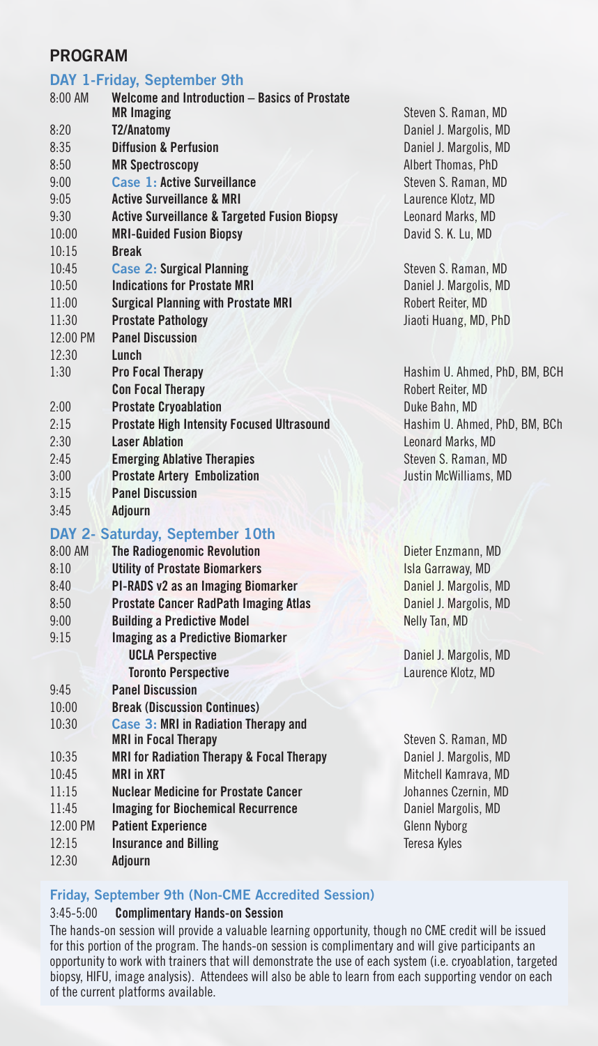## PROGRAM

### DAY 1-Friday, September 9th

| Time | Session | Speaker |
|---|---|---|
| 8:00 AM | **Welcome and Introduction – Basics of Prostate MR Imaging** | Steven S. Raman, MD |
| 8:20 | **T2/Anatomy** | Daniel J. Margolis, MD |
| 8:35 | **Diffusion & Perfusion** | Daniel J. Margolis, MD |
| 8:50 | **MR Spectroscopy** | Albert Thomas, PhD |
| 9:00 | **Case 1: Active Surveillance** | Steven S. Raman, MD |
| 9:05 | **Active Surveillance & MRI** | Laurence Klotz, MD |
| 9:30 | **Active Surveillance & Targeted Fusion Biopsy** | Leonard Marks, MD |
| 10:00 | **MRI-Guided Fusion Biopsy** | David S. K. Lu, MD |
| 10:15 | **Break** | |
| 10:45 | **Case 2: Surgical Planning** | Steven S. Raman, MD |
| 10:50 | **Indications for Prostate MRI** | Daniel J. Margolis, MD |
| 11:00 | **Surgical Planning with Prostate MRI** | Robert Reiter, MD |
| 11:30 | **Prostate Pathology** | Jiaoti Huang, MD, PhD |
| 12:00 PM | **Panel Discussion** | |
| 12:30 | **Lunch** | |
| 1:30 | **Pro Focal Therapy** | Hashim U. Ahmed, PhD, BM, BCH |
| | **Con Focal Therapy** | Robert Reiter, MD |
| 2:00 | **Prostate Cryoablation** | Duke Bahn, MD |
| 2:15 | **Prostate High Intensity Focused Ultrasound** | Hashim U. Ahmed, PhD, BM, BCh |
| 2:30 | **Laser Ablation** | Leonard Marks, MD |
| 2:45 | **Emerging Ablative Therapies** | Steven S. Raman, MD |
| 3:00 | **Prostate Artery Embolization** | Justin McWilliams, MD |
| 3:15 | **Panel Discussion** | |
| 3:45 | **Adjourn** | |

### DAY 2- Saturday, September 10th

| Time | Session | Speaker |
|---|---|---|
| 8:00 AM | **The Radiogenomic Revolution** | Dieter Enzmann, MD |
| 8:10 | **Utility of Prostate Biomarkers** | Isla Garraway, MD |
| 8:40 | **PI-RADS v2 as an Imaging Biomarker** | Daniel J. Margolis, MD |
| 8:50 | **Prostate Cancer RadPath Imaging Atlas** | Daniel J. Margolis, MD |
| 9:00 | **Building a Predictive Model** | Nelly Tan, MD |
| 9:15 | **Imaging as a Predictive Biomarker** | |
| | **UCLA Perspective** | Daniel J. Margolis, MD |
| | **Toronto Perspective** | Laurence Klotz, MD |
| 9:45 | **Panel Discussion** | |
| 10:00 | **Break (Discussion Continues)** | |
| 10:30 | **Case 3: MRI in Radiation Therapy and MRI in Focal Therapy** | Steven S. Raman, MD |
| 10:35 | **MRI for Radiation Therapy & Focal Therapy** | Daniel J. Margolis, MD |
| 10:45 | **MRI in XRT** | Mitchell Kamrava, MD |
| 11:15 | **Nuclear Medicine for Prostate Cancer** | Johannes Czernin, MD |
| 11:45 | **Imaging for Biochemical Recurrence** | Daniel Margolis, MD |
| 12:00 PM | **Patient Experience** | Glenn Nyborg |
| 12:15 | **Insurance and Billing** | Teresa Kyles |
| 12:30 | **Adjourn** | |

### Friday, September 9th (Non-CME Accredited Session)

3:45-5:00 **Complimentary Hands-on Session**

The hands-on session will provide a valuable learning opportunity, though no CME credit will be issued for this portion of the program. The hands-on session is complimentary and will give participants an opportunity to work with trainers that will demonstrate the use of each system (i.e. cryoablation, targeted biopsy, HIFU, image analysis). Attendees will also be able to learn from each supporting vendor on each of the current platforms available.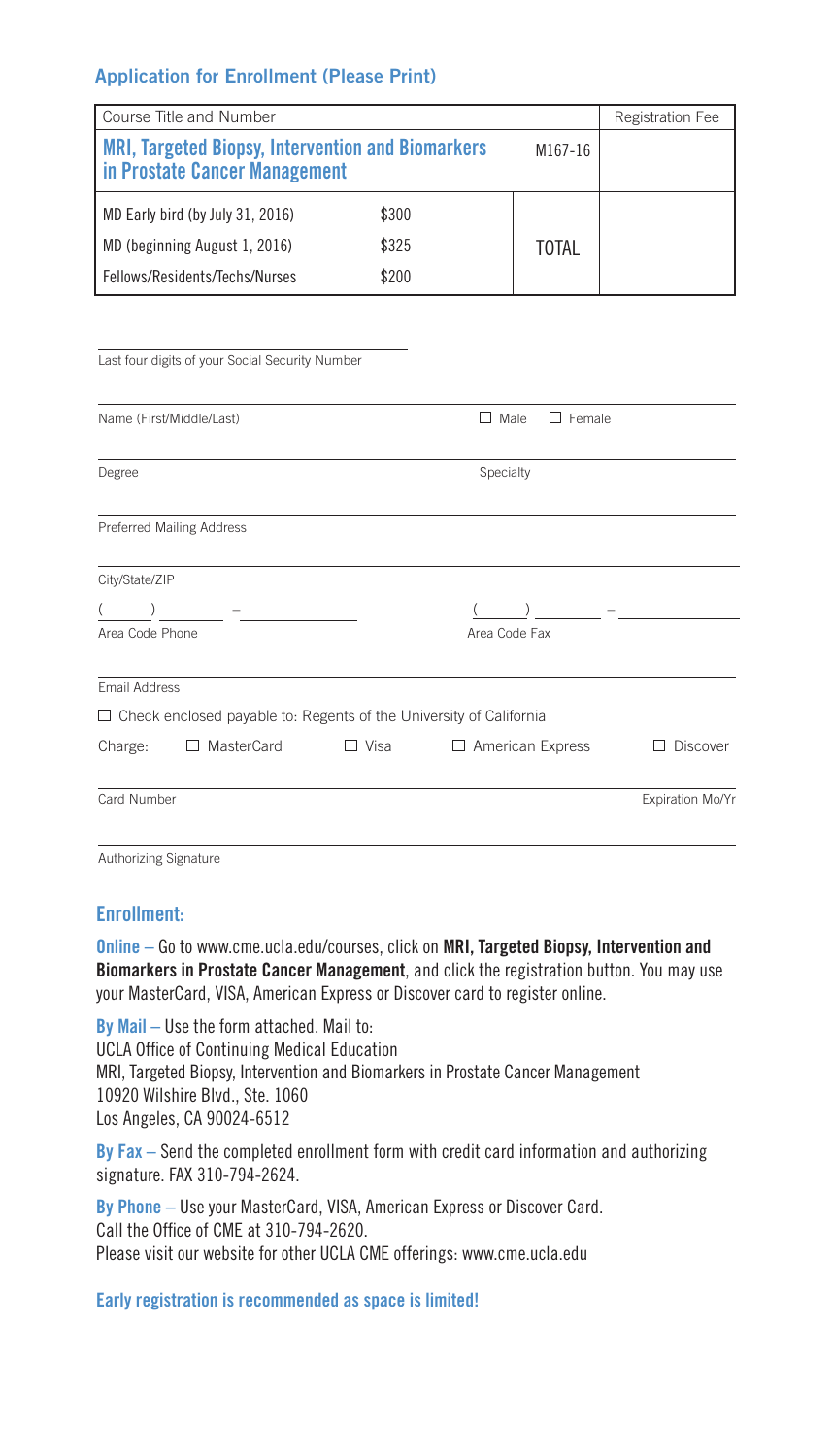## Application for Enrollment (Please Print)

| Course Title and Number | | | Registration Fee |
|---|---|---|---|
| **MRI, Targeted Biopsy, Intervention and Biomarkers in Prostate Cancer Management** | | M167-16 | |
| MD Early bird (by July 31, 2016) | $300 | TOTAL | |
| MD (beginning August 1, 2016) | $325 | | |
| Fellows/Residents/Techs/Nurses | $200 | | |

Last four digits of your Social Security Number

Name (First/Middle/Last) ☐ Male ☐ Female

Degree Specialty

Preferred Mailing Address

City/State/ZIP

( ) – Area Code Phone

( ) – Area Code Fax

Email Address

☐ Check enclosed payable to: Regents of the University of California

Charge: ☐ MasterCard ☐ Visa ☐ American Express ☐ Discover

Card Number Expiration Mo/Yr

Authorizing Signature

## Enrollment:

**Online** – Go to www.cme.ucla.edu/courses, click on **MRI, Targeted Biopsy, Intervention and Biomarkers in Prostate Cancer Management**, and click the registration button. You may use your MasterCard, VISA, American Express or Discover card to register online.

**By Mail** – Use the form attached. Mail to:
UCLA Office of Continuing Medical Education
MRI, Targeted Biopsy, Intervention and Biomarkers in Prostate Cancer Management
10920 Wilshire Blvd., Ste. 1060
Los Angeles, CA 90024-6512

**By Fax** – Send the completed enrollment form with credit card information and authorizing signature. FAX 310-794-2624.

**By Phone** – Use your MasterCard, VISA, American Express or Discover Card.
Call the Office of CME at 310-794-2620.
Please visit our website for other UCLA CME offerings: www.cme.ucla.edu

**Early registration is recommended as space is limited!**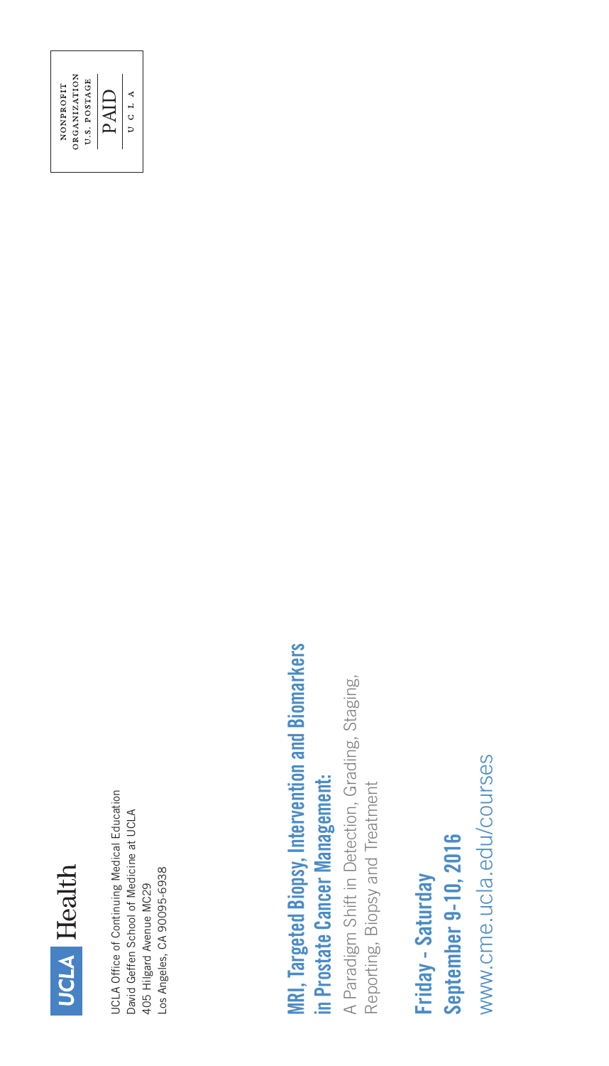UCLA Health

UCLA Office of Continuing Medical Education
David Geffen School of Medicine at UCLA
405 Hilgard Avenue MC29
Los Angeles, CA 90095-6938

NONPROFIT
ORGANIZATION
U.S. POSTAGE
PAID
UCLA

# MRI, Targeted Biopsy, Intervention and Biomarkers in Prostate Cancer Management:

A Paradigm Shift in Detection, Grading, Staging, Reporting, Biopsy and Treatment

**Friday - Saturday**
**September 9-10, 2016**

www.cme.ucla.edu/courses